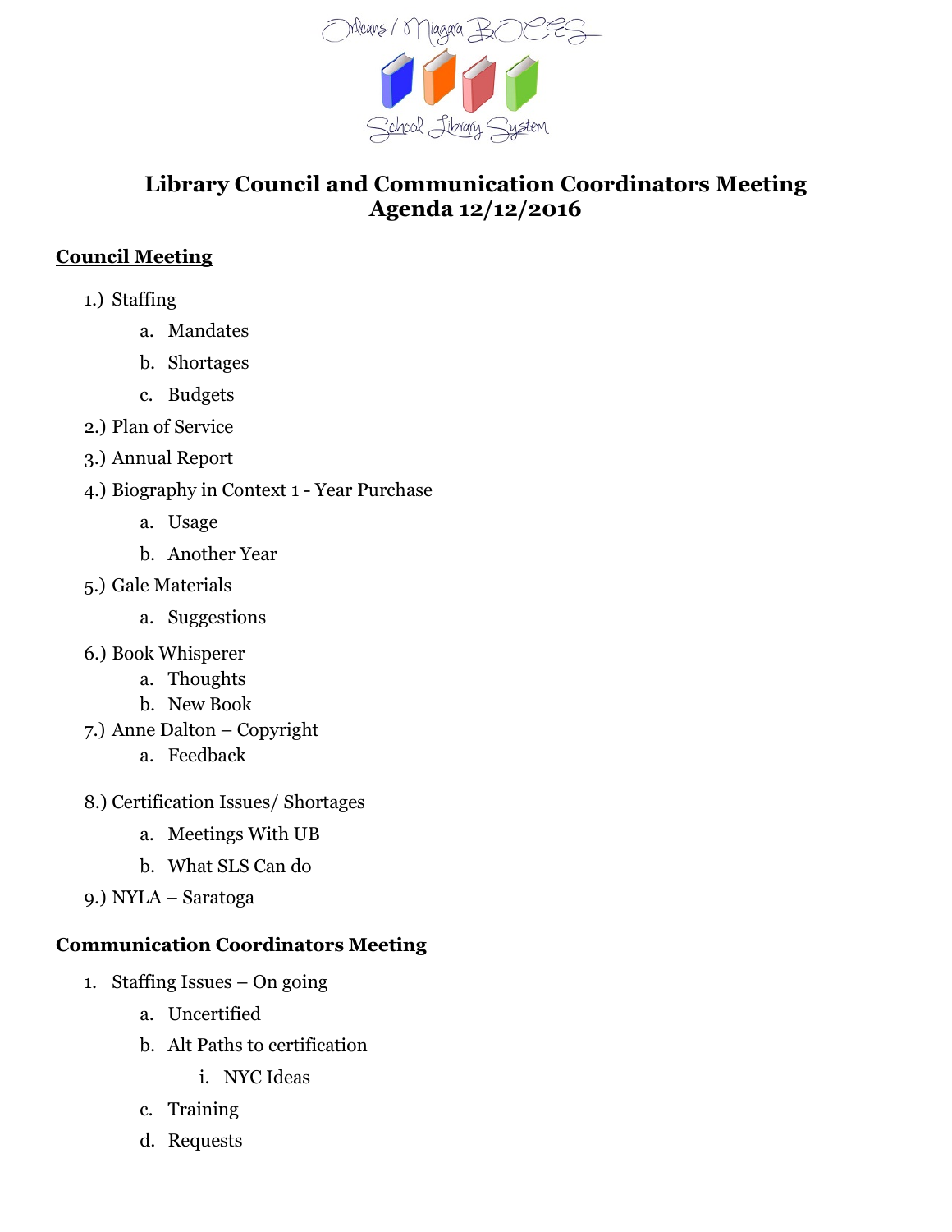Orleans / Niagara BOCES
School Library System

# Library Council and Communication Coordinators Meeting
# Agenda 12/12/2016

## Council Meeting

1.) Staffing
  a. Mandates
  b. Shortages
  c. Budgets

2.) Plan of Service

3.) Annual Report

4.) Biography in Context 1 - Year Purchase
  a. Usage
  b. Another Year

5.) Gale Materials
  a. Suggestions

6.) Book Whisperer
  a. Thoughts
  b. New Book

7.) Anne Dalton – Copyright
  a. Feedback

8.) Certification Issues/ Shortages
  a. Meetings With UB
  b. What SLS Can do

9.) NYLA – Saratoga

## Communication Coordinators Meeting

1. Staffing Issues – On going
    a. Uncertified
    b. Alt Paths to certification
        i. NYC Ideas
    c. Training
    d. Requests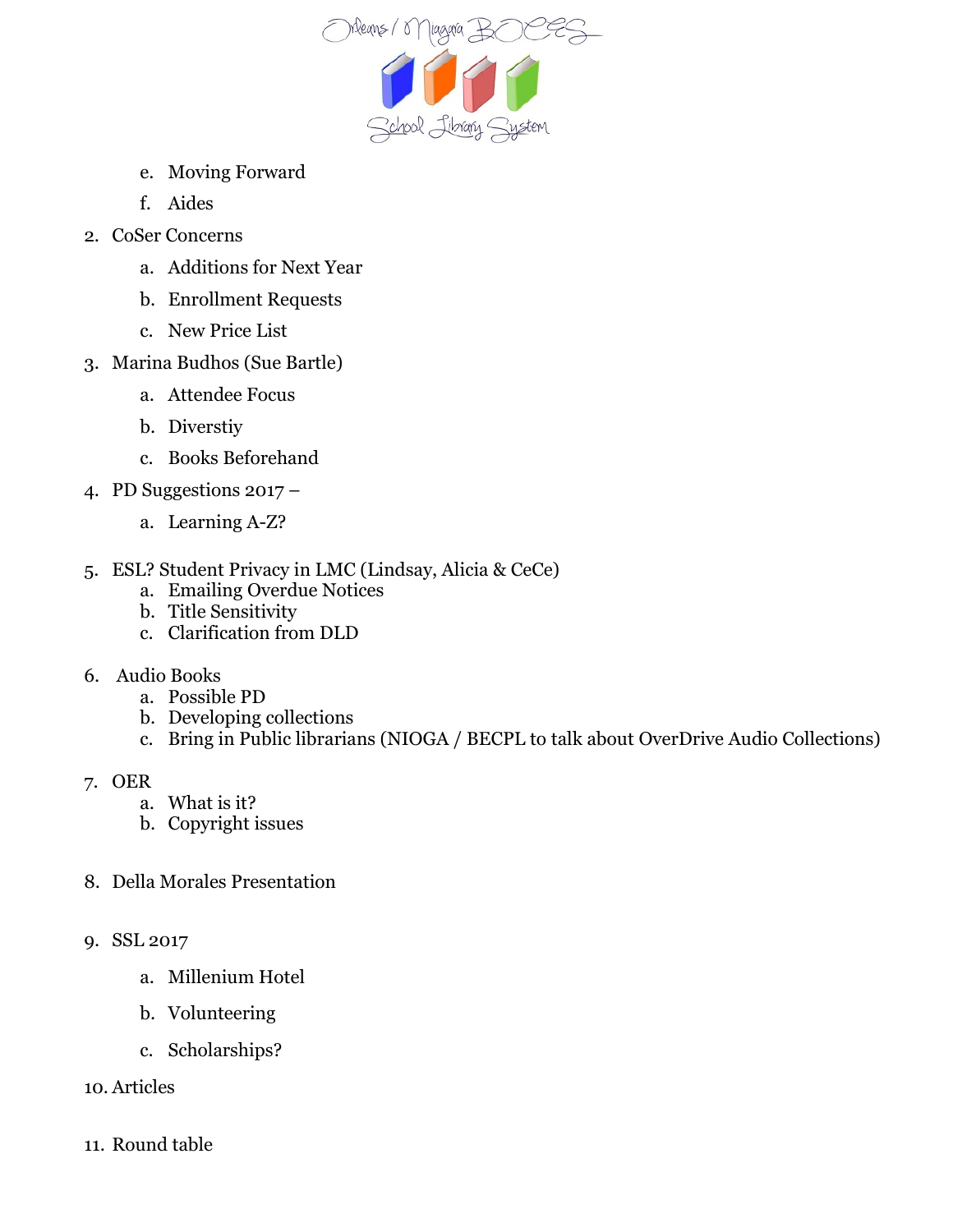e. Moving Forward

f. Aides

2. CoSer Concerns

   a. Additions for Next Year

   b. Enrollment Requests

   c. New Price List

3. Marina Budhos (Sue Bartle)

   a. Attendee Focus

   b. Diverstiy

   c. Books Beforehand

4. PD Suggestions 2017 –

   a. Learning A-Z?

5. ESL? Student Privacy in LMC (Lindsay, Alicia & CeCe)
   a. Emailing Overdue Notices
   b. Title Sensitivity
   c. Clarification from DLD

6. Audio Books
   a. Possible PD
   b. Developing collections
   c. Bring in Public librarians (NIOGA / BECPL to talk about OverDrive Audio Collections)

7. OER
   a. What is it?
   b. Copyright issues

8. Della Morales Presentation

9. SSL 2017

   a. Millenium Hotel

   b. Volunteering

   c. Scholarships?

10. Articles

11. Round table